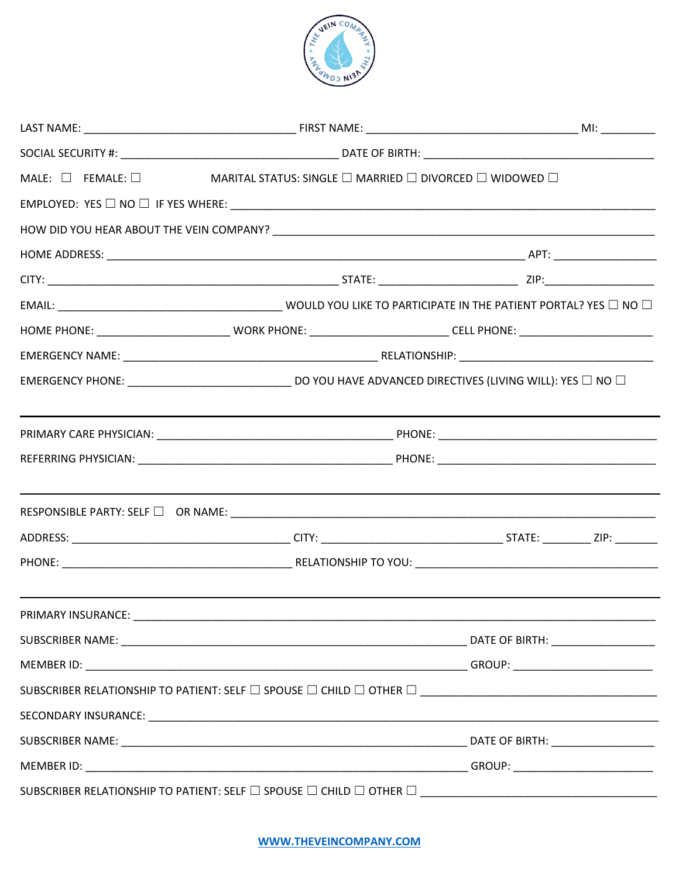LAST NAME: ____________________________________ FIRST NAME: ____________________________________ MI: _________

SOCIAL SECURITY #: ____________________________________ DATE OF BIRTH: ________________________________________

MALE: ☐ FEMALE: ☐ MARITAL STATUS: SINGLE ☐ MARRIED ☐ DIVORCED ☐ WIDOWED ☐

EMPLOYED: YES ☐ NO ☐ IF YES WHERE: ________________________________________________________________________

HOW DID YOU HEAR ABOUT THE VEIN COMPANY? ______________________________________________________________

HOME ADDRESS: _________________________________________________________________________ APT: _________________

CITY: ____________________________________________________ STATE: ________________________ ZIP:___________________

EMAIL: _______________________________________ WOULD YOU LIKE TO PARTICIPATE IN THE PATIENT PORTAL? YES ☐ NO ☐

HOME PHONE: _______________________ WORK PHONE: ________________________ CELL PHONE: _______________________

EMERGENCY NAME: ____________________________________________ RELATIONSHIP: _________________________________

EMERGENCY PHONE: ____________________________ DO YOU HAVE ADVANCED DIRECTIVES (LIVING WILL): YES ☐ NO ☐

---

PRIMARY CARE PHYSICIAN: _________________________________________ PHONE: ______________________________________

REFERRING PHYSICIAN: _____________________________________________ PHONE: ______________________________________

---

RESPONSIBLE PARTY: SELF ☐ OR NAME: __________________________________________________________________________

ADDRESS: ______________________________________ CITY: _______________________________ STATE: ________ ZIP: _______

PHONE: ________________________________________ RELATIONSHIP TO YOU: __________________________________________

---

PRIMARY INSURANCE: _______________________________________________________________________________________

SUBSCRIBER NAME: _____________________________________________________________ DATE OF BIRTH: _________________

MEMBER ID: ___________________________________________________________________ GROUP: ________________________

SUBSCRIBER RELATIONSHIP TO PATIENT: SELF ☐ SPOUSE ☐ CHILD ☐ OTHER ☐ _________________________________________

SECONDARY INSURANCE: ____________________________________________________________________________________

SUBSCRIBER NAME: _____________________________________________________________ DATE OF BIRTH: _________________

MEMBER ID: ___________________________________________________________________ GROUP: ________________________

SUBSCRIBER RELATIONSHIP TO PATIENT: SELF ☐ SPOUSE ☐ CHILD ☐ OTHER ☐ _________________________________________

WWW.THEVEINCOMPANY.COM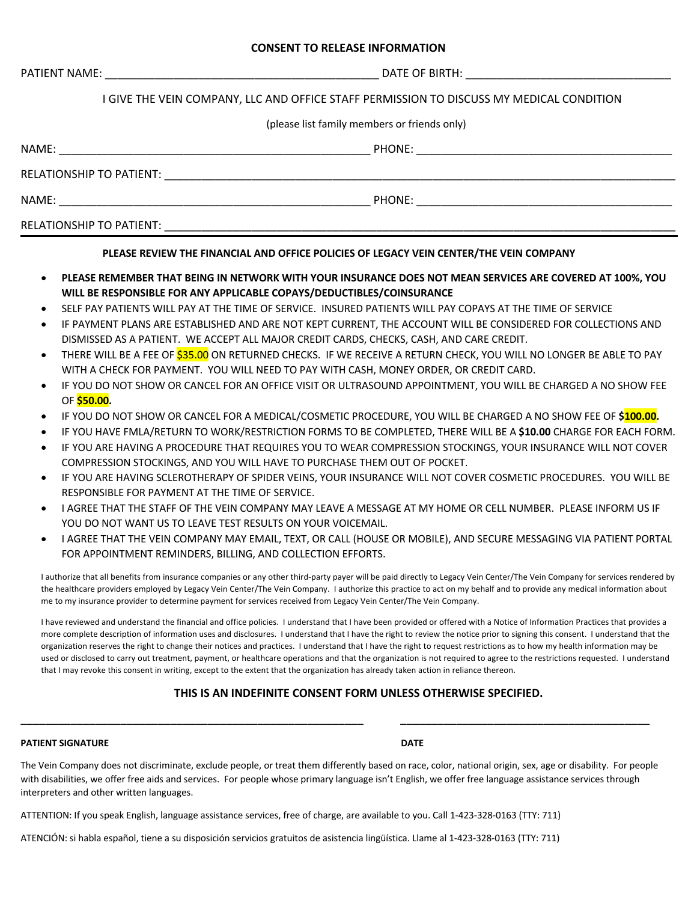## CONSENT TO RELEASE INFORMATION

PATIENT NAME: ____________________________________________ DATE OF BIRTH: ________________________________

I GIVE THE VEIN COMPANY, LLC AND OFFICE STAFF PERMISSION TO DISCUSS MY MEDICAL CONDITION

(please list family members or friends only)

NAME: __________________________________________________ PHONE: ________________________________________

RELATIONSHIP TO PATIENT: ________________________________________________________________________________

NAME: __________________________________________________ PHONE: ________________________________________

RELATIONSHIP TO PATIENT: ________________________________________________________________________________

**PLEASE REVIEW THE FINANCIAL AND OFFICE POLICIES OF LEGACY VEIN CENTER/THE VEIN COMPANY**

- **PLEASE REMEMBER THAT BEING IN NETWORK WITH YOUR INSURANCE DOES NOT MEAN SERVICES ARE COVERED AT 100%, YOU WILL BE RESPONSIBLE FOR ANY APPLICABLE COPAYS/DEDUCTIBLES/COINSURANCE**
- SELF PAY PATIENTS WILL PAY AT THE TIME OF SERVICE. INSURED PATIENTS WILL PAY COPAYS AT THE TIME OF SERVICE
- IF PAYMENT PLANS ARE ESTABLISHED AND ARE NOT KEPT CURRENT, THE ACCOUNT WILL BE CONSIDERED FOR COLLECTIONS AND DISMISSED AS A PATIENT. WE ACCEPT ALL MAJOR CREDIT CARDS, CHECKS, CASH, AND CARE CREDIT.
- THERE WILL BE A FEE OF $35.00 ON RETURNED CHECKS. IF WE RECEIVE A RETURN CHECK, YOU WILL NO LONGER BE ABLE TO PAY WITH A CHECK FOR PAYMENT. YOU WILL NEED TO PAY WITH CASH, MONEY ORDER, OR CREDIT CARD.
- IF YOU DO NOT SHOW OR CANCEL FOR AN OFFICE VISIT OR ULTRASOUND APPOINTMENT, YOU WILL BE CHARGED A NO SHOW FEE OF **$50.00.**
- IF YOU DO NOT SHOW OR CANCEL FOR A MEDICAL/COSMETIC PROCEDURE, YOU WILL BE CHARGED A NO SHOW FEE OF **$100.00.**
- IF YOU HAVE FMLA/RETURN TO WORK/RESTRICTION FORMS TO BE COMPLETED, THERE WILL BE A **$10.00** CHARGE FOR EACH FORM.
- IF YOU ARE HAVING A PROCEDURE THAT REQUIRES YOU TO WEAR COMPRESSION STOCKINGS, YOUR INSURANCE WILL NOT COVER COMPRESSION STOCKINGS, AND YOU WILL HAVE TO PURCHASE THEM OUT OF POCKET.
- IF YOU ARE HAVING SCLEROTHERAPY OF SPIDER VEINS, YOUR INSURANCE WILL NOT COVER COSMETIC PROCEDURES. YOU WILL BE RESPONSIBLE FOR PAYMENT AT THE TIME OF SERVICE.
- I AGREE THAT THE STAFF OF THE VEIN COMPANY MAY LEAVE A MESSAGE AT MY HOME OR CELL NUMBER. PLEASE INFORM US IF YOU DO NOT WANT US TO LEAVE TEST RESULTS ON YOUR VOICEMAIL.
- I AGREE THAT THE VEIN COMPANY MAY EMAIL, TEXT, OR CALL (HOUSE OR MOBILE), AND SECURE MESSAGING VIA PATIENT PORTAL FOR APPOINTMENT REMINDERS, BILLING, AND COLLECTION EFFORTS.

I authorize that all benefits from insurance companies or any other third-party payer will be paid directly to Legacy Vein Center/The Vein Company for services rendered by the healthcare providers employed by Legacy Vein Center/The Vein Company. I authorize this practice to act on my behalf and to provide any medical information about me to my insurance provider to determine payment for services received from Legacy Vein Center/The Vein Company.

I have reviewed and understand the financial and office policies. I understand that I have been provided or offered with a Notice of Information Practices that provides a more complete description of information uses and disclosures. I understand that I have the right to review the notice prior to signing this consent. I understand that the organization reserves the right to change their notices and practices. I understand that I have the right to request restrictions as to how my health information may be used or disclosed to carry out treatment, payment, or healthcare operations and that the organization is not required to agree to the restrictions requested. I understand that I may revoke this consent in writing, except to the extent that the organization has already taken action in reliance thereon.

### THIS IS AN INDEFINITE CONSENT FORM UNLESS OTHERWISE SPECIFIED.

______________________________________________ ______________________________________

**PATIENT SIGNATURE** **DATE**

The Vein Company does not discriminate, exclude people, or treat them differently based on race, color, national origin, sex, age or disability. For people with disabilities, we offer free aids and services. For people whose primary language isn't English, we offer free language assistance services through interpreters and other written languages.

ATTENTION: If you speak English, language assistance services, free of charge, are available to you. Call 1-423-328-0163 (TTY: 711)

ATENCIÓN: si habla español, tiene a su disposición servicios gratuitos de asistencia lingüística. Llame al 1-423-328-0163 (TTY: 711)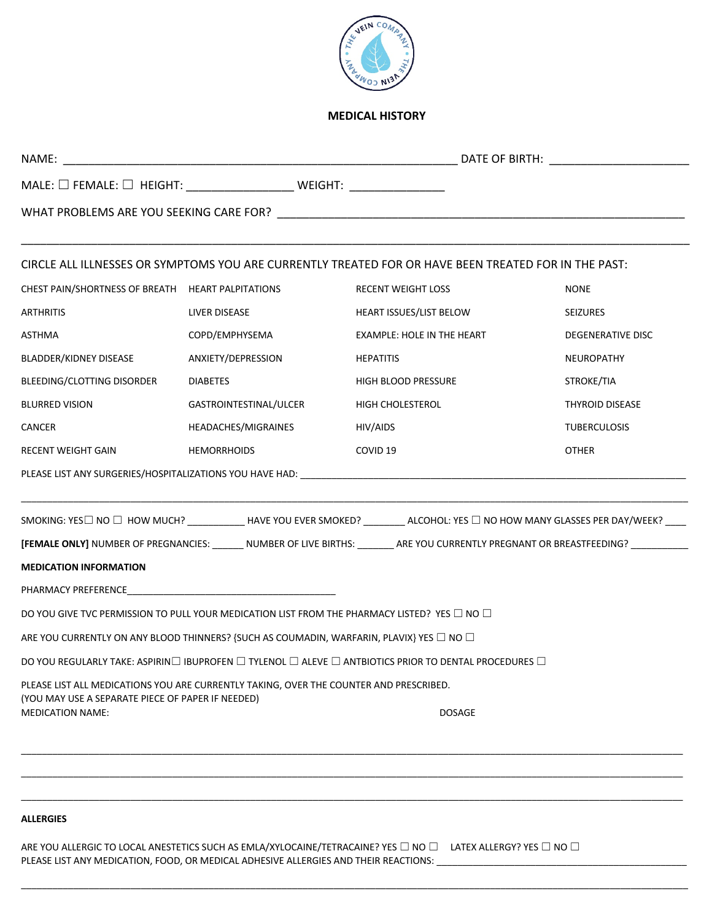**MEDICAL HISTORY**

NAME: ______________________________________________________________ DATE OF BIRTH: ______________________

MALE: ☐ FEMALE: ☐ HEIGHT: _________________ WEIGHT: _______________

WHAT PROBLEMS ARE YOU SEEKING CARE FOR? _______________________________________________________________

_____________________________________________________________________________________________________

CIRCLE ALL ILLNESSES OR SYMPTOMS YOU ARE CURRENTLY TREATED FOR OR HAVE BEEN TREATED FOR IN THE PAST:

| | | | |
|---|---|---|---|
| CHEST PAIN/SHORTNESS OF BREATH | HEART PALPITATIONS | RECENT WEIGHT LOSS | NONE |
| ARTHRITIS | LIVER DISEASE | HEART ISSUES/LIST BELOW | SEIZURES |
| ASTHMA | COPD/EMPHYSEMA | EXAMPLE: HOLE IN THE HEART | DEGENERATIVE DISC |
| BLADDER/KIDNEY DISEASE | ANXIETY/DEPRESSION | HEPATITIS | NEUROPATHY |
| BLEEDING/CLOTTING DISORDER | DIABETES | HIGH BLOOD PRESSURE | STROKE/TIA |
| BLURRED VISION | GASTROINTESTINAL/ULCER | HIGH CHOLESTEROL | THYROID DISEASE |
| CANCER | HEADACHES/MIGRAINES | HIV/AIDS | TUBERCULOSIS |
| RECENT WEIGHT GAIN | HEMORRHOIDS | COVID 19 | OTHER |

PLEASE LIST ANY SURGERIES/HOSPITALIZATIONS YOU HAVE HAD: __________________________________________________________________________

_____________________________________________________________________________________________________

SMOKING: YES☐ NO ☐ HOW MUCH? ___________ HAVE YOU EVER SMOKED? ________ ALCOHOL: YES ☐ NO HOW MANY GLASSES PER DAY/WEEK? ____

**[FEMALE ONLY]** NUMBER OF PREGNANCIES: ______ NUMBER OF LIVE BIRTHS: _______ ARE YOU CURRENTLY PREGNANT OR BREASTFEEDING? ___________

**MEDICATION INFORMATION**

PHARMACY PREFERENCE________________________________________

DO YOU GIVE TVC PERMISSION TO PULL YOUR MEDICATION LIST FROM THE PHARMACY LISTED? YES ☐ NO ☐

ARE YOU CURRENTLY ON ANY BLOOD THINNERS? {SUCH AS COUMADIN, WARFARIN, PLAVIX} YES ☐ NO ☐

DO YOU REGULARLY TAKE: ASPIRIN☐ IBUPROFEN ☐ TYLENOL ☐ ALEVE ☐ ANTBIOTICS PRIOR TO DENTAL PROCEDURES ☐

PLEASE LIST ALL MEDICATIONS YOU ARE CURRENTLY TAKING, OVER THE COUNTER AND PRESCRIBED.
(YOU MAY USE A SEPARATE PIECE OF PAPER IF NEEDED)
MEDICATION NAME: DOSAGE

_____________________________________________________________________________________________________

_____________________________________________________________________________________________________

_____________________________________________________________________________________________________

**ALLERGIES**

ARE YOU ALLERGIC TO LOCAL ANESTETICS SUCH AS EMLA/XYLOCAINE/TETRACAINE? YES ☐ NO ☐ LATEX ALLERGY? YES ☐ NO ☐
PLEASE LIST ANY MEDICATION, FOOD, OR MEDICAL ADHESIVE ALLERGIES AND THEIR REACTIONS: ________________________________________________

_____________________________________________________________________________________________________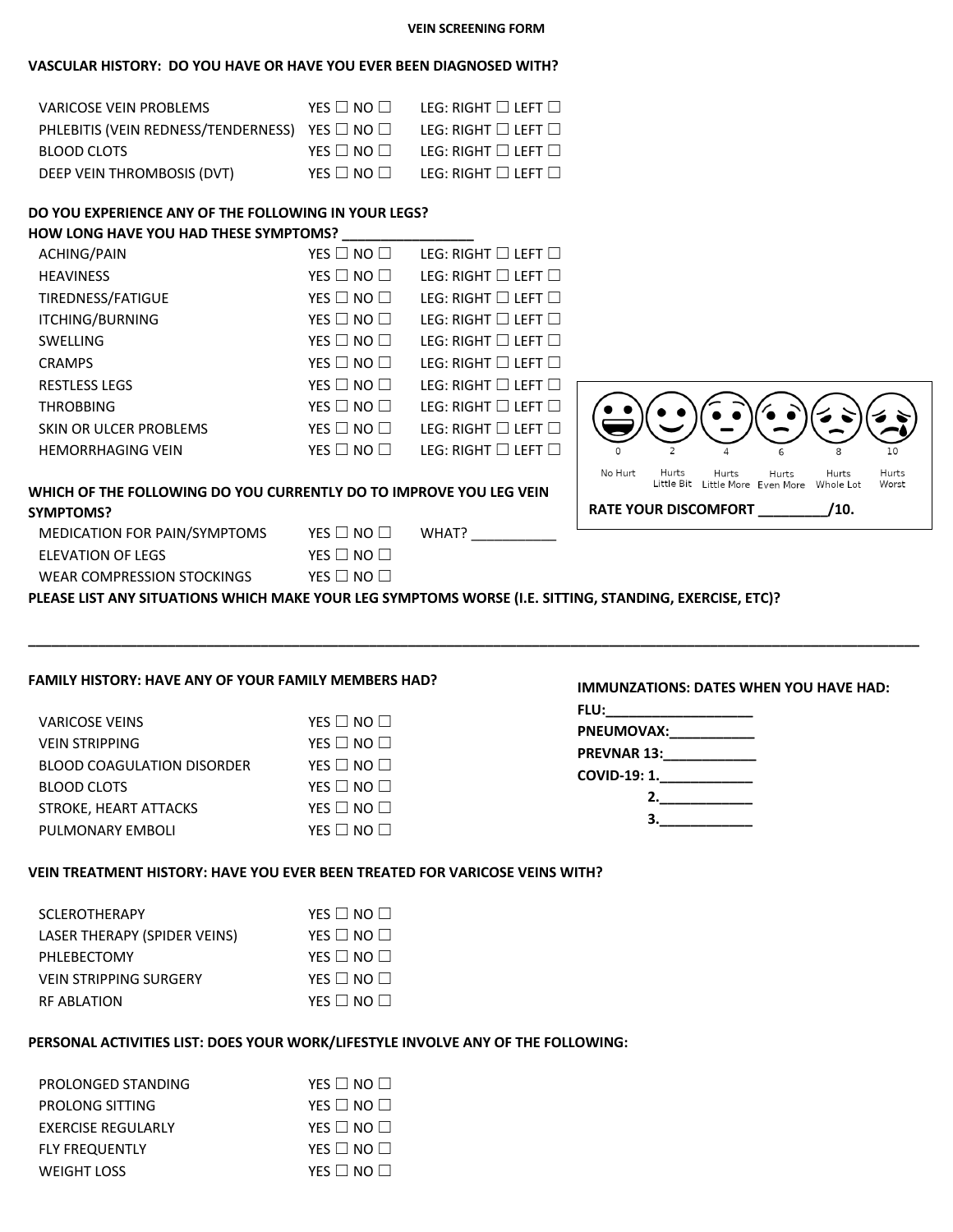# VEIN SCREENING FORM

## VASCULAR HISTORY: DO YOU HAVE OR HAVE YOU EVER BEEN DIAGNOSED WITH?

| | | |
|---|---|---|
| VARICOSE VEIN PROBLEMS | YES ☐ NO ☐ | LEG: RIGHT ☐ LEFT ☐ |
| PHLEBITIS (VEIN REDNESS/TENDERNESS) | YES ☐ NO ☐ | LEG: RIGHT ☐ LEFT ☐ |
| BLOOD CLOTS | YES ☐ NO ☐ | LEG: RIGHT ☐ LEFT ☐ |
| DEEP VEIN THROMBOSIS (DVT) | YES ☐ NO ☐ | LEG: RIGHT ☐ LEFT ☐ |

## DO YOU EXPERIENCE ANY OF THE FOLLOWING IN YOUR LEGS?

**HOW LONG HAVE YOU HAD THESE SYMPTOMS? ________________**

| | | |
|---|---|---|
| ACHING/PAIN | YES ☐ NO ☐ | LEG: RIGHT ☐ LEFT ☐ |
| HEAVINESS | YES ☐ NO ☐ | LEG: RIGHT ☐ LEFT ☐ |
| TIREDNESS/FATIGUE | YES ☐ NO ☐ | LEG: RIGHT ☐ LEFT ☐ |
| ITCHING/BURNING | YES ☐ NO ☐ | LEG: RIGHT ☐ LEFT ☐ |
| SWELLING | YES ☐ NO ☐ | LEG: RIGHT ☐ LEFT ☐ |
| CRAMPS | YES ☐ NO ☐ | LEG: RIGHT ☐ LEFT ☐ |
| RESTLESS LEGS | YES ☐ NO ☐ | LEG: RIGHT ☐ LEFT ☐ |
| THROBBING | YES ☐ NO ☐ | LEG: RIGHT ☐ LEFT ☐ |
| SKIN OR ULCER PROBLEMS | YES ☐ NO ☐ | LEG: RIGHT ☐ LEFT ☐ |
| HEMORRHAGING VEIN | YES ☐ NO ☐ | LEG: RIGHT ☐ LEFT ☐ |

0 No Hurt
2 Hurts Little Bit
4 Hurts Little More
6 Hurts Even More
8 Hurts Whole Lot
10 Hurts Worst

**RATE YOUR DISCOMFORT _________/10.**

## WHICH OF THE FOLLOWING DO YOU CURRENTLY DO TO IMPROVE YOU LEG VEIN SYMPTOMS?

| | | |
|---|---|---|
| MEDICATION FOR PAIN/SYMPTOMS | YES ☐ NO ☐ | WHAT? ___________ |
| ELEVATION OF LEGS | YES ☐ NO ☐ | |
| WEAR COMPRESSION STOCKINGS | YES ☐ NO ☐ | |

**PLEASE LIST ANY SITUATIONS WHICH MAKE YOUR LEG SYMPTOMS WORSE (I.E. SITTING, STANDING, EXERCISE, ETC)?**

______________________________________________________________________________________________

## FAMILY HISTORY: HAVE ANY OF YOUR FAMILY MEMBERS HAD?

| | |
|---|---|
| VARICOSE VEINS | YES ☐ NO ☐ |
| VEIN STRIPPING | YES ☐ NO ☐ |
| BLOOD COAGULATION DISORDER | YES ☐ NO ☐ |
| BLOOD CLOTS | YES ☐ NO ☐ |
| STROKE, HEART ATTACKS | YES ☐ NO ☐ |
| PULMONARY EMBOLI | YES ☐ NO ☐ |

## IMMUNZATIONS: DATES WHEN YOU HAVE HAD:

**FLU:___________________**
**PNEUMOVAX:___________**
**PREVNAR 13:____________**
**COVID-19: 1.____________**
**2.____________**
**3.____________**

## VEIN TREATMENT HISTORY: HAVE YOU EVER BEEN TREATED FOR VARICOSE VEINS WITH?

| | |
|---|---|
| SCLEROTHERAPY | YES ☐ NO ☐ |
| LASER THERAPY (SPIDER VEINS) | YES ☐ NO ☐ |
| PHLEBECTOMY | YES ☐ NO ☐ |
| VEIN STRIPPING SURGERY | YES ☐ NO ☐ |
| RF ABLATION | YES ☐ NO ☐ |

## PERSONAL ACTIVITIES LIST: DOES YOUR WORK/LIFESTYLE INVOLVE ANY OF THE FOLLOWING:

| | |
|---|---|
| PROLONGED STANDING | YES ☐ NO ☐ |
| PROLONG SITTING | YES ☐ NO ☐ |
| EXERCISE REGULARLY | YES ☐ NO ☐ |
| FLY FREQUENTLY | YES ☐ NO ☐ |
| WEIGHT LOSS | YES ☐ NO ☐ |